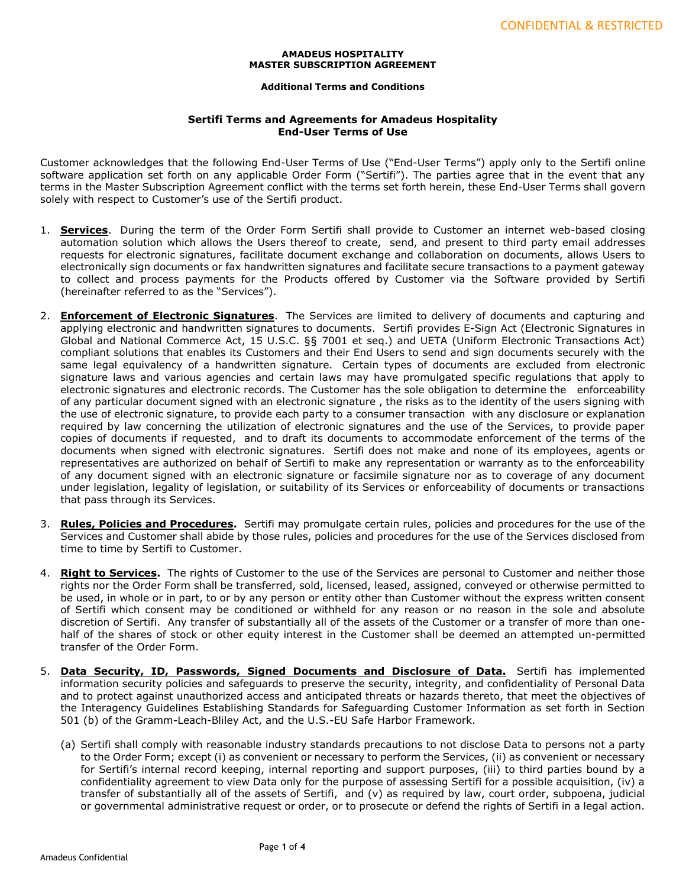**AMADEUS HOSPITALITY**
**MASTER SUBSCRIPTION AGREEMENT**

**Additional Terms and Conditions**

**Sertifi Terms and Agreements for Amadeus Hospitality**
**End-User Terms of Use**

Customer acknowledges that the following End-User Terms of Use ("End-User Terms") apply only to the Sertifi online software application set forth on any applicable Order Form ("Sertifi"). The parties agree that in the event that any terms in the Master Subscription Agreement conflict with the terms set forth herein, these End-User Terms shall govern solely with respect to Customer's use of the Sertifi product.

1. **Services**. During the term of the Order Form Sertifi shall provide to Customer an internet web-based closing automation solution which allows the Users thereof to create, send, and present to third party email addresses requests for electronic signatures, facilitate document exchange and collaboration on documents, allows Users to electronically sign documents or fax handwritten signatures and facilitate secure transactions to a payment gateway to collect and process payments for the Products offered by Customer via the Software provided by Sertifi (hereinafter referred to as the "Services").

2. **Enforcement of Electronic Signatures**. The Services are limited to delivery of documents and capturing and applying electronic and handwritten signatures to documents. Sertifi provides E-Sign Act (Electronic Signatures in Global and National Commerce Act, 15 U.S.C. §§ 7001 et seq.) and UETA (Uniform Electronic Transactions Act) compliant solutions that enables its Customers and their End Users to send and sign documents securely with the same legal equivalency of a handwritten signature. Certain types of documents are excluded from electronic signature laws and various agencies and certain laws may have promulgated specific regulations that apply to electronic signatures and electronic records. The Customer has the sole obligation to determine the enforceability of any particular document signed with an electronic signature , the risks as to the identity of the users signing with the use of electronic signature, to provide each party to a consumer transaction with any disclosure or explanation required by law concerning the utilization of electronic signatures and the use of the Services, to provide paper copies of documents if requested, and to draft its documents to accommodate enforcement of the terms of the documents when signed with electronic signatures. Sertifi does not make and none of its employees, agents or representatives are authorized on behalf of Sertifi to make any representation or warranty as to the enforceability of any document signed with an electronic signature or facsimile signature nor as to coverage of any document under legislation, legality of legislation, or suitability of its Services or enforceability of documents or transactions that pass through its Services.

3. **Rules, Policies and Procedures.** Sertifi may promulgate certain rules, policies and procedures for the use of the Services and Customer shall abide by those rules, policies and procedures for the use of the Services disclosed from time to time by Sertifi to Customer.

4. **Right to Services.** The rights of Customer to the use of the Services are personal to Customer and neither those rights nor the Order Form shall be transferred, sold, licensed, leased, assigned, conveyed or otherwise permitted to be used, in whole or in part, to or by any person or entity other than Customer without the express written consent of Sertifi which consent may be conditioned or withheld for any reason or no reason in the sole and absolute discretion of Sertifi. Any transfer of substantially all of the assets of the Customer or a transfer of more than one-half of the shares of stock or other equity interest in the Customer shall be deemed an attempted un-permitted transfer of the Order Form.

5. **Data Security, ID, Passwords, Signed Documents and Disclosure of Data.** Sertifi has implemented information security policies and safeguards to preserve the security, integrity, and confidentiality of Personal Data and to protect against unauthorized access and anticipated threats or hazards thereto, that meet the objectives of the Interagency Guidelines Establishing Standards for Safeguarding Customer Information as set forth in Section 501 (b) of the Gramm-Leach-Bliley Act, and the U.S.-EU Safe Harbor Framework.

   (a) Sertifi shall comply with reasonable industry standards precautions to not disclose Data to persons not a party to the Order Form; except (i) as convenient or necessary to perform the Services, (ii) as convenient or necessary for Sertifi's internal record keeping, internal reporting and support purposes, (iii) to third parties bound by a confidentiality agreement to view Data only for the purpose of assessing Sertifi for a possible acquisition, (iv) a transfer of substantially all of the assets of Sertifi, and (v) as required by law, court order, subpoena, judicial or governmental administrative request or order, or to prosecute or defend the rights of Sertifi in a legal action.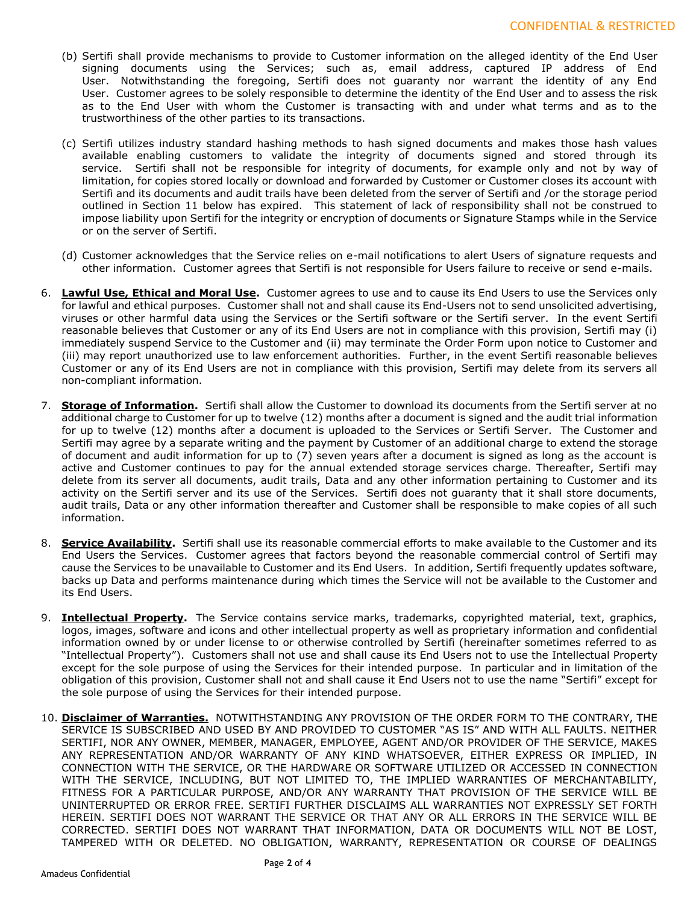(b) Sertifi shall provide mechanisms to provide to Customer information on the alleged identity of the End User signing documents using the Services; such as, email address, captured IP address of End User. Notwithstanding the foregoing, Sertifi does not guaranty nor warrant the identity of any End User. Customer agrees to be solely responsible to determine the identity of the End User and to assess the risk as to the End User with whom the Customer is transacting with and under what terms and as to the trustworthiness of the other parties to its transactions.

(c) Sertifi utilizes industry standard hashing methods to hash signed documents and makes those hash values available enabling customers to validate the integrity of documents signed and stored through its service. Sertifi shall not be responsible for integrity of documents, for example only and not by way of limitation, for copies stored locally or download and forwarded by Customer or Customer closes its account with Sertifi and its documents and audit trails have been deleted from the server of Sertifi and /or the storage period outlined in Section 11 below has expired. This statement of lack of responsibility shall not be construed to impose liability upon Sertifi for the integrity or encryption of documents or Signature Stamps while in the Service or on the server of Sertifi.

(d) Customer acknowledges that the Service relies on e-mail notifications to alert Users of signature requests and other information. Customer agrees that Sertifi is not responsible for Users failure to receive or send e-mails.

6. **Lawful Use, Ethical and Moral Use.** Customer agrees to use and to cause its End Users to use the Services only for lawful and ethical purposes. Customer shall not and shall cause its End-Users not to send unsolicited advertising, viruses or other harmful data using the Services or the Sertifi software or the Sertifi server. In the event Sertifi reasonable believes that Customer or any of its End Users are not in compliance with this provision, Sertifi may (i) immediately suspend Service to the Customer and (ii) may terminate the Order Form upon notice to Customer and (iii) may report unauthorized use to law enforcement authorities. Further, in the event Sertifi reasonable believes Customer or any of its End Users are not in compliance with this provision, Sertifi may delete from its servers all non-compliant information.

7. **Storage of Information.** Sertifi shall allow the Customer to download its documents from the Sertifi server at no additional charge to Customer for up to twelve (12) months after a document is signed and the audit trial information for up to twelve (12) months after a document is uploaded to the Services or Sertifi Server. The Customer and Sertifi may agree by a separate writing and the payment by Customer of an additional charge to extend the storage of document and audit information for up to (7) seven years after a document is signed as long as the account is active and Customer continues to pay for the annual extended storage services charge. Thereafter, Sertifi may delete from its server all documents, audit trails, Data and any other information pertaining to Customer and its activity on the Sertifi server and its use of the Services. Sertifi does not guaranty that it shall store documents, audit trails, Data or any other information thereafter and Customer shall be responsible to make copies of all such information.

8. **Service Availability.** Sertifi shall use its reasonable commercial efforts to make available to the Customer and its End Users the Services. Customer agrees that factors beyond the reasonable commercial control of Sertifi may cause the Services to be unavailable to Customer and its End Users. In addition, Sertifi frequently updates software, backs up Data and performs maintenance during which times the Service will not be available to the Customer and its End Users.

9. **Intellectual Property.** The Service contains service marks, trademarks, copyrighted material, text, graphics, logos, images, software and icons and other intellectual property as well as proprietary information and confidential information owned by or under license to or otherwise controlled by Sertifi (hereinafter sometimes referred to as "Intellectual Property"). Customers shall not use and shall cause its End Users not to use the Intellectual Property except for the sole purpose of using the Services for their intended purpose. In particular and in limitation of the obligation of this provision, Customer shall not and shall cause it End Users not to use the name "Sertifi" except for the sole purpose of using the Services for their intended purpose.

10. **Disclaimer of Warranties.** NOTWITHSTANDING ANY PROVISION OF THE ORDER FORM TO THE CONTRARY, THE SERVICE IS SUBSCRIBED AND USED BY AND PROVIDED TO CUSTOMER "AS IS" AND WITH ALL FAULTS. NEITHER SERTIFI, NOR ANY OWNER, MEMBER, MANAGER, EMPLOYEE, AGENT AND/OR PROVIDER OF THE SERVICE, MAKES ANY REPRESENTATION AND/OR WARRANTY OF ANY KIND WHATSOEVER, EITHER EXPRESS OR IMPLIED, IN CONNECTION WITH THE SERVICE, OR THE HARDWARE OR SOFTWARE UTILIZED OR ACCESSED IN CONNECTION WITH THE SERVICE, INCLUDING, BUT NOT LIMITED TO, THE IMPLIED WARRANTIES OF MERCHANTABILITY, FITNESS FOR A PARTICULAR PURPOSE, AND/OR ANY WARRANTY THAT PROVISION OF THE SERVICE WILL BE UNINTERRUPTED OR ERROR FREE. SERTIFI FURTHER DISCLAIMS ALL WARRANTIES NOT EXPRESSLY SET FORTH HEREIN. SERTIFI DOES NOT WARRANT THE SERVICE OR THAT ANY OR ALL ERRORS IN THE SERVICE WILL BE CORRECTED. SERTIFI DOES NOT WARRANT THAT INFORMATION, DATA OR DOCUMENTS WILL NOT BE LOST, TAMPERED WITH OR DELETED. NO OBLIGATION, WARRANTY, REPRESENTATION OR COURSE OF DEALINGS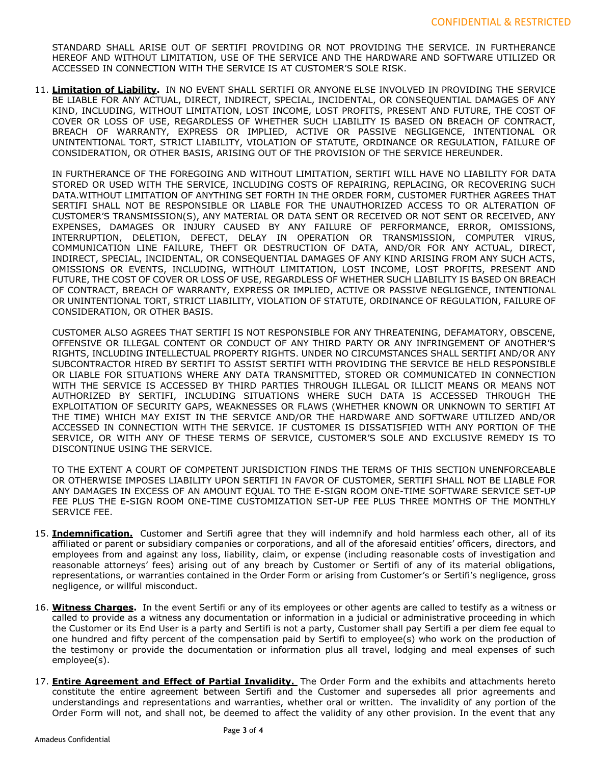STANDARD SHALL ARISE OUT OF SERTIFI PROVIDING OR NOT PROVIDING THE SERVICE. IN FURTHERANCE HEREOF AND WITHOUT LIMITATION, USE OF THE SERVICE AND THE HARDWARE AND SOFTWARE UTILIZED OR ACCESSED IN CONNECTION WITH THE SERVICE IS AT CUSTOMER'S SOLE RISK.

11. **Limitation of Liability.** IN NO EVENT SHALL SERTIFI OR ANYONE ELSE INVOLVED IN PROVIDING THE SERVICE BE LIABLE FOR ANY ACTUAL, DIRECT, INDIRECT, SPECIAL, INCIDENTAL, OR CONSEQUENTIAL DAMAGES OF ANY KIND, INCLUDING, WITHOUT LIMITATION, LOST INCOME, LOST PROFITS, PRESENT AND FUTURE, THE COST OF COVER OR LOSS OF USE, REGARDLESS OF WHETHER SUCH LIABILITY IS BASED ON BREACH OF CONTRACT, BREACH OF WARRANTY, EXPRESS OR IMPLIED, ACTIVE OR PASSIVE NEGLIGENCE, INTENTIONAL OR UNINTENTIONAL TORT, STRICT LIABILITY, VIOLATION OF STATUTE, ORDINANCE OR REGULATION, FAILURE OF CONSIDERATION, OR OTHER BASIS, ARISING OUT OF THE PROVISION OF THE SERVICE HEREUNDER.

    IN FURTHERANCE OF THE FOREGOING AND WITHOUT LIMITATION, SERTIFI WILL HAVE NO LIABILITY FOR DATA STORED OR USED WITH THE SERVICE, INCLUDING COSTS OF REPAIRING, REPLACING, OR RECOVERING SUCH DATA.WITHOUT LIMITATION OF ANYTHING SET FORTH IN THE ORDER FORM, CUSTOMER FURTHER AGREES THAT SERTIFI SHALL NOT BE RESPONSIBLE OR LIABLE FOR THE UNAUTHORIZED ACCESS TO OR ALTERATION OF CUSTOMER'S TRANSMISSION(S), ANY MATERIAL OR DATA SENT OR RECEIVED OR NOT SENT OR RECEIVED, ANY EXPENSES, DAMAGES OR INJURY CAUSED BY ANY FAILURE OF PERFORMANCE, ERROR, OMISSIONS, INTERRUPTION, DELETION, DEFECT, DELAY IN OPERATION OR TRANSMISSION, COMPUTER VIRUS, COMMUNICATION LINE FAILURE, THEFT OR DESTRUCTION OF DATA, AND/OR FOR ANY ACTUAL, DIRECT, INDIRECT, SPECIAL, INCIDENTAL, OR CONSEQUENTIAL DAMAGES OF ANY KIND ARISING FROM ANY SUCH ACTS, OMISSIONS OR EVENTS, INCLUDING, WITHOUT LIMITATION, LOST INCOME, LOST PROFITS, PRESENT AND FUTURE, THE COST OF COVER OR LOSS OF USE, REGARDLESS OF WHETHER SUCH LIABILITY IS BASED ON BREACH OF CONTRACT, BREACH OF WARRANTY, EXPRESS OR IMPLIED, ACTIVE OR PASSIVE NEGLIGENCE, INTENTIONAL OR UNINTENTIONAL TORT, STRICT LIABILITY, VIOLATION OF STATUTE, ORDINANCE OF REGULATION, FAILURE OF CONSIDERATION, OR OTHER BASIS.

    CUSTOMER ALSO AGREES THAT SERTIFI IS NOT RESPONSIBLE FOR ANY THREATENING, DEFAMATORY, OBSCENE, OFFENSIVE OR ILLEGAL CONTENT OR CONDUCT OF ANY THIRD PARTY OR ANY INFRINGEMENT OF ANOTHER'S RIGHTS, INCLUDING INTELLECTUAL PROPERTY RIGHTS. UNDER NO CIRCUMSTANCES SHALL SERTIFI AND/OR ANY SUBCONTRACTOR HIRED BY SERTIFI TO ASSIST SERTIFI WITH PROVIDING THE SERVICE BE HELD RESPONSIBLE OR LIABLE FOR SITUATIONS WHERE ANY DATA TRANSMITTED, STORED OR COMMUNICATED IN CONNECTION WITH THE SERVICE IS ACCESSED BY THIRD PARTIES THROUGH ILLEGAL OR ILLICIT MEANS OR MEANS NOT AUTHORIZED BY SERTIFI, INCLUDING SITUATIONS WHERE SUCH DATA IS ACCESSED THROUGH THE EXPLOITATION OF SECURITY GAPS, WEAKNESSES OR FLAWS (WHETHER KNOWN OR UNKNOWN TO SERTIFI AT THE TIME) WHICH MAY EXIST IN THE SERVICE AND/OR THE HARDWARE AND SOFTWARE UTILIZED AND/OR ACCESSED IN CONNECTION WITH THE SERVICE. IF CUSTOMER IS DISSATISFIED WITH ANY PORTION OF THE SERVICE, OR WITH ANY OF THESE TERMS OF SERVICE, CUSTOMER'S SOLE AND EXCLUSIVE REMEDY IS TO DISCONTINUE USING THE SERVICE.

    TO THE EXTENT A COURT OF COMPETENT JURISDICTION FINDS THE TERMS OF THIS SECTION UNENFORCEABLE OR OTHERWISE IMPOSES LIABILITY UPON SERTIFI IN FAVOR OF CUSTOMER, SERTIFI SHALL NOT BE LIABLE FOR ANY DAMAGES IN EXCESS OF AN AMOUNT EQUAL TO THE E-SIGN ROOM ONE-TIME SOFTWARE SERVICE SET-UP FEE PLUS THE E-SIGN ROOM ONE-TIME CUSTOMIZATION SET-UP FEE PLUS THREE MONTHS OF THE MONTHLY SERVICE FEE.

15. **Indemnification.** Customer and Sertifi agree that they will indemnify and hold harmless each other, all of its affiliated or parent or subsidiary companies or corporations, and all of the aforesaid entities' officers, directors, and employees from and against any loss, liability, claim, or expense (including reasonable costs of investigation and reasonable attorneys' fees) arising out of any breach by Customer or Sertifi of any of its material obligations, representations, or warranties contained in the Order Form or arising from Customer's or Sertifi's negligence, gross negligence, or willful misconduct.

16. **Witness Charges.** In the event Sertifi or any of its employees or other agents are called to testify as a witness or called to provide as a witness any documentation or information in a judicial or administrative proceeding in which the Customer or its End User is a party and Sertifi is not a party, Customer shall pay Sertifi a per diem fee equal to one hundred and fifty percent of the compensation paid by Sertifi to employee(s) who work on the production of the testimony or provide the documentation or information plus all travel, lodging and meal expenses of such employee(s).

17. **Entire Agreement and Effect of Partial Invalidity.** The Order Form and the exhibits and attachments hereto constitute the entire agreement between Sertifi and the Customer and supersedes all prior agreements and understandings and representations and warranties, whether oral or written. The invalidity of any portion of the Order Form will not, and shall not, be deemed to affect the validity of any other provision. In the event that any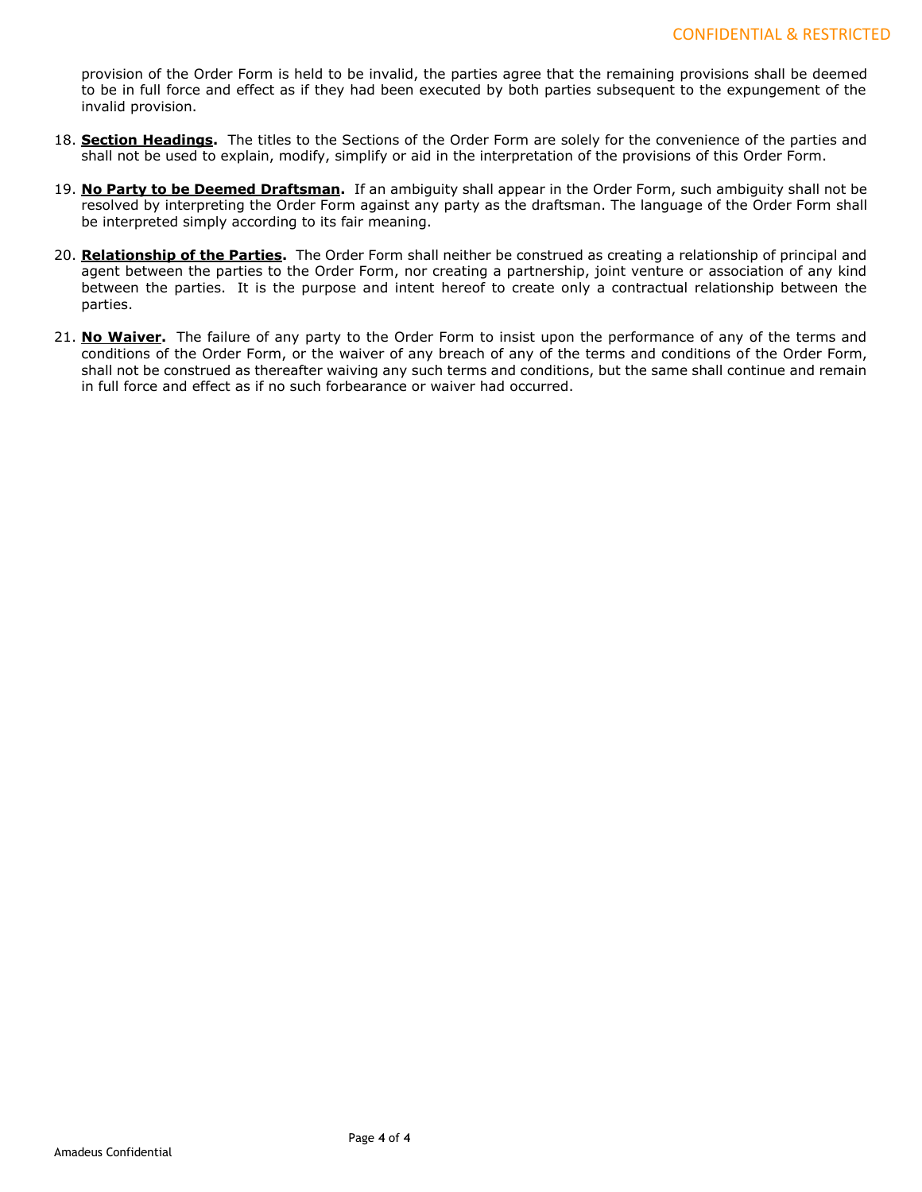provision of the Order Form is held to be invalid, the parties agree that the remaining provisions shall be deemed to be in full force and effect as if they had been executed by both parties subsequent to the expungement of the invalid provision.

18. **Section Headings.** The titles to the Sections of the Order Form are solely for the convenience of the parties and shall not be used to explain, modify, simplify or aid in the interpretation of the provisions of this Order Form.

19. **No Party to be Deemed Draftsman.** If an ambiguity shall appear in the Order Form, such ambiguity shall not be resolved by interpreting the Order Form against any party as the draftsman. The language of the Order Form shall be interpreted simply according to its fair meaning.

20. **Relationship of the Parties.** The Order Form shall neither be construed as creating a relationship of principal and agent between the parties to the Order Form, nor creating a partnership, joint venture or association of any kind between the parties. It is the purpose and intent hereof to create only a contractual relationship between the parties.

21. **No Waiver.** The failure of any party to the Order Form to insist upon the performance of any of the terms and conditions of the Order Form, or the waiver of any breach of any of the terms and conditions of the Order Form, shall not be construed as thereafter waiving any such terms and conditions, but the same shall continue and remain in full force and effect as if no such forbearance or waiver had occurred.